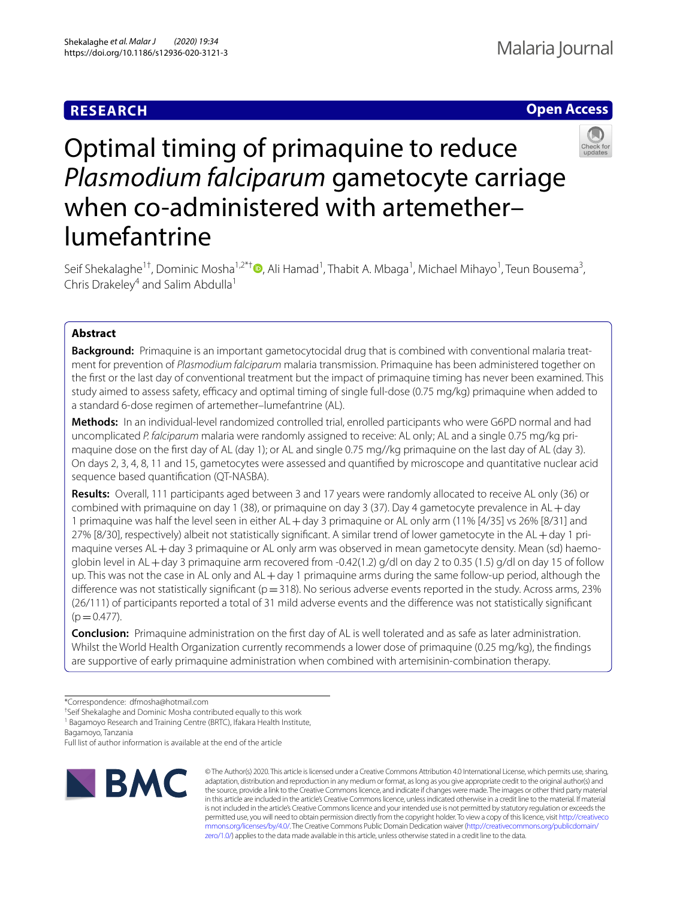**RESEARCH** **Open Access**

# Optimal timing of primaquine to reduce *Plasmodium falciparum* gametocyte carriage when co-administered with artemether–lumefantrine

Seif Shekalaghe[1†], Dominic Mosha[1,2*†], Ali Hamad[1], Thabit A. Mbaga[1], Michael Mihayo[1], Teun Bousema[3], Chris Drakeley[4] and Salim Abdulla[1]

## Abstract

**Background:** Primaquine is an important gametocytocidal drug that is combined with conventional malaria treatment for prevention of *Plasmodium falciparum* malaria transmission. Primaquine has been administered together on the first or the last day of conventional treatment but the impact of primaquine timing has never been examined. This study aimed to assess safety, efficacy and optimal timing of single full-dose (0.75 mg/kg) primaquine when added to a standard 6-dose regimen of artemether–lumefantrine (AL).

**Methods:** In an individual-level randomized controlled trial, enrolled participants who were G6PD normal and had uncomplicated *P. falciparum* malaria were randomly assigned to receive: AL only; AL and a single 0.75 mg/kg primaquine dose on the first day of AL (day 1); or AL and single 0.75 mg//kg primaquine on the last day of AL (day 3). On days 2, 3, 4, 8, 11 and 15, gametocytes were assessed and quantified by microscope and quantitative nuclear acid sequence based quantification (QT-NASBA).

**Results:** Overall, 111 participants aged between 3 and 17 years were randomly allocated to receive AL only (36) or combined with primaquine on day 1 (38), or primaquine on day 3 (37). Day 4 gametocyte prevalence in AL + day 1 primaquine was half the level seen in either AL + day 3 primaquine or AL only arm (11% [4/35] vs 26% [8/31] and 27% [8/30], respectively) albeit not statistically significant. A similar trend of lower gametocyte in the AL + day 1 primaquine verses AL + day 3 primaquine or AL only arm was observed in mean gametocyte density. Mean (sd) haemoglobin level in AL + day 3 primaquine arm recovered from -0.42(1.2) g/dl on day 2 to 0.35 (1.5) g/dl on day 15 of follow up. This was not the case in AL only and AL + day 1 primaquine arms during the same follow-up period, although the difference was not statistically significant (p = 318). No serious adverse events reported in the study. Across arms, 23% (26/111) of participants reported a total of 31 mild adverse events and the difference was not statistically significant (p = 0.477).

**Conclusion:** Primaquine administration on the first day of AL is well tolerated and as safe as later administration. Whilst the World Health Organization currently recommends a lower dose of primaquine (0.25 mg/kg), the findings are supportive of early primaquine administration when combined with artemisinin-combination therapy.

*Correspondence: dfmosha@hotmail.com
†Seif Shekalaghe and Dominic Mosha contributed equally to this work
[1] Bagamoyo Research and Training Centre (BRTC), Ifakara Health Institute, Bagamoyo, Tanzania
Full list of author information is available at the end of the article

© The Author(s) 2020. This article is licensed under a Creative Commons Attribution 4.0 International License, which permits use, sharing, adaptation, distribution and reproduction in any medium or format, as long as you give appropriate credit to the original author(s) and the source, provide a link to the Creative Commons licence, and indicate if changes were made. The images or other third party material in this article are included in the article's Creative Commons licence, unless indicated otherwise in a credit line to the material. If material is not included in the article's Creative Commons licence and your intended use is not permitted by statutory regulation or exceeds the permitted use, you will need to obtain permission directly from the copyright holder. To view a copy of this licence, visit http://creativecommons.org/licenses/by/4.0/. The Creative Commons Public Domain Dedication waiver (http://creativecommons.org/publicdomain/zero/1.0/) applies to the data made available in this article, unless otherwise stated in a credit line to the data.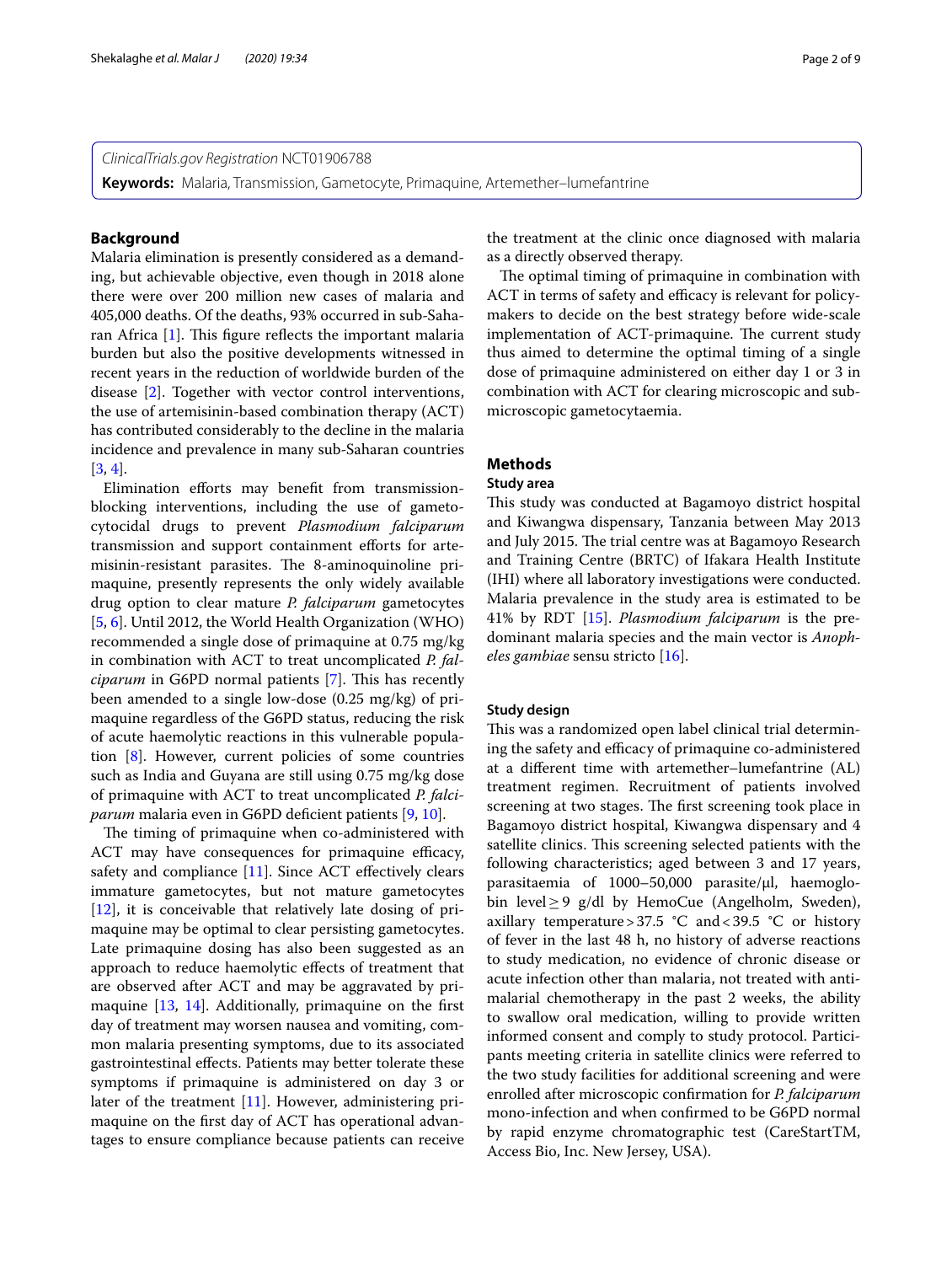*ClinicalTrials.gov Registration* NCT01906788

**Keywords:** Malaria, Transmission, Gametocyte, Primaquine, Artemether–lumefantrine

## Background

Malaria elimination is presently considered as a demanding, but achievable objective, even though in 2018 alone there were over 200 million new cases of malaria and 405,000 deaths. Of the deaths, 93% occurred in sub-Saharan Africa [1]. This figure reflects the important malaria burden but also the positive developments witnessed in recent years in the reduction of worldwide burden of the disease [2]. Together with vector control interventions, the use of artemisinin-based combination therapy (ACT) has contributed considerably to the decline in the malaria incidence and prevalence in many sub-Saharan countries [3, 4].

Elimination efforts may benefit from transmission-blocking interventions, including the use of gametocytocidal drugs to prevent *Plasmodium falciparum* transmission and support containment efforts for artemisinin-resistant parasites. The 8-aminoquinoline primaquine, presently represents the only widely available drug option to clear mature *P. falciparum* gametocytes [5, 6]. Until 2012, the World Health Organization (WHO) recommended a single dose of primaquine at 0.75 mg/kg in combination with ACT to treat uncomplicated *P. falciparum* in G6PD normal patients [7]. This has recently been amended to a single low-dose (0.25 mg/kg) of primaquine regardless of the G6PD status, reducing the risk of acute haemolytic reactions in this vulnerable population [8]. However, current policies of some countries such as India and Guyana are still using 0.75 mg/kg dose of primaquine with ACT to treat uncomplicated *P. falciparum* malaria even in G6PD deficient patients [9, 10].

The timing of primaquine when co-administered with ACT may have consequences for primaquine efficacy, safety and compliance [11]. Since ACT effectively clears immature gametocytes, but not mature gametocytes [12], it is conceivable that relatively late dosing of primaquine may be optimal to clear persisting gametocytes. Late primaquine dosing has also been suggested as an approach to reduce haemolytic effects of treatment that are observed after ACT and may be aggravated by primaquine [13, 14]. Additionally, primaquine on the first day of treatment may worsen nausea and vomiting, common malaria presenting symptoms, due to its associated gastrointestinal effects. Patients may better tolerate these symptoms if primaquine is administered on day 3 or later of the treatment [11]. However, administering primaquine on the first day of ACT has operational advantages to ensure compliance because patients can receive the treatment at the clinic once diagnosed with malaria as a directly observed therapy.

The optimal timing of primaquine in combination with ACT in terms of safety and efficacy is relevant for policymakers to decide on the best strategy before wide-scale implementation of ACT-primaquine. The current study thus aimed to determine the optimal timing of a single dose of primaquine administered on either day 1 or 3 in combination with ACT for clearing microscopic and submicroscopic gametocytaemia.

## Methods

### Study area

This study was conducted at Bagamoyo district hospital and Kiwangwa dispensary, Tanzania between May 2013 and July 2015. The trial centre was at Bagamoyo Research and Training Centre (BRTC) of Ifakara Health Institute (IHI) where all laboratory investigations were conducted. Malaria prevalence in the study area is estimated to be 41% by RDT [15]. *Plasmodium falciparum* is the predominant malaria species and the main vector is *Anopheles gambiae* sensu stricto [16].

### Study design

This was a randomized open label clinical trial determining the safety and efficacy of primaquine co-administered at a different time with artemether–lumefantrine (AL) treatment regimen. Recruitment of patients involved screening at two stages. The first screening took place in Bagamoyo district hospital, Kiwangwa dispensary and 4 satellite clinics. This screening selected patients with the following characteristics; aged between 3 and 17 years, parasitaemia of 1000–50,000 parasite/μl, haemoglobin level ≥ 9 g/dl by HemoCue (Angelholm, Sweden), axillary temperature > 37.5 °C and < 39.5 °C or history of fever in the last 48 h, no history of adverse reactions to study medication, no evidence of chronic disease or acute infection other than malaria, not treated with antimalarial chemotherapy in the past 2 weeks, the ability to swallow oral medication, willing to provide written informed consent and comply to study protocol. Participants meeting criteria in satellite clinics were referred to the two study facilities for additional screening and were enrolled after microscopic confirmation for *P. falciparum* mono-infection and when confirmed to be G6PD normal by rapid enzyme chromatographic test (CareStartTM, Access Bio, Inc. New Jersey, USA).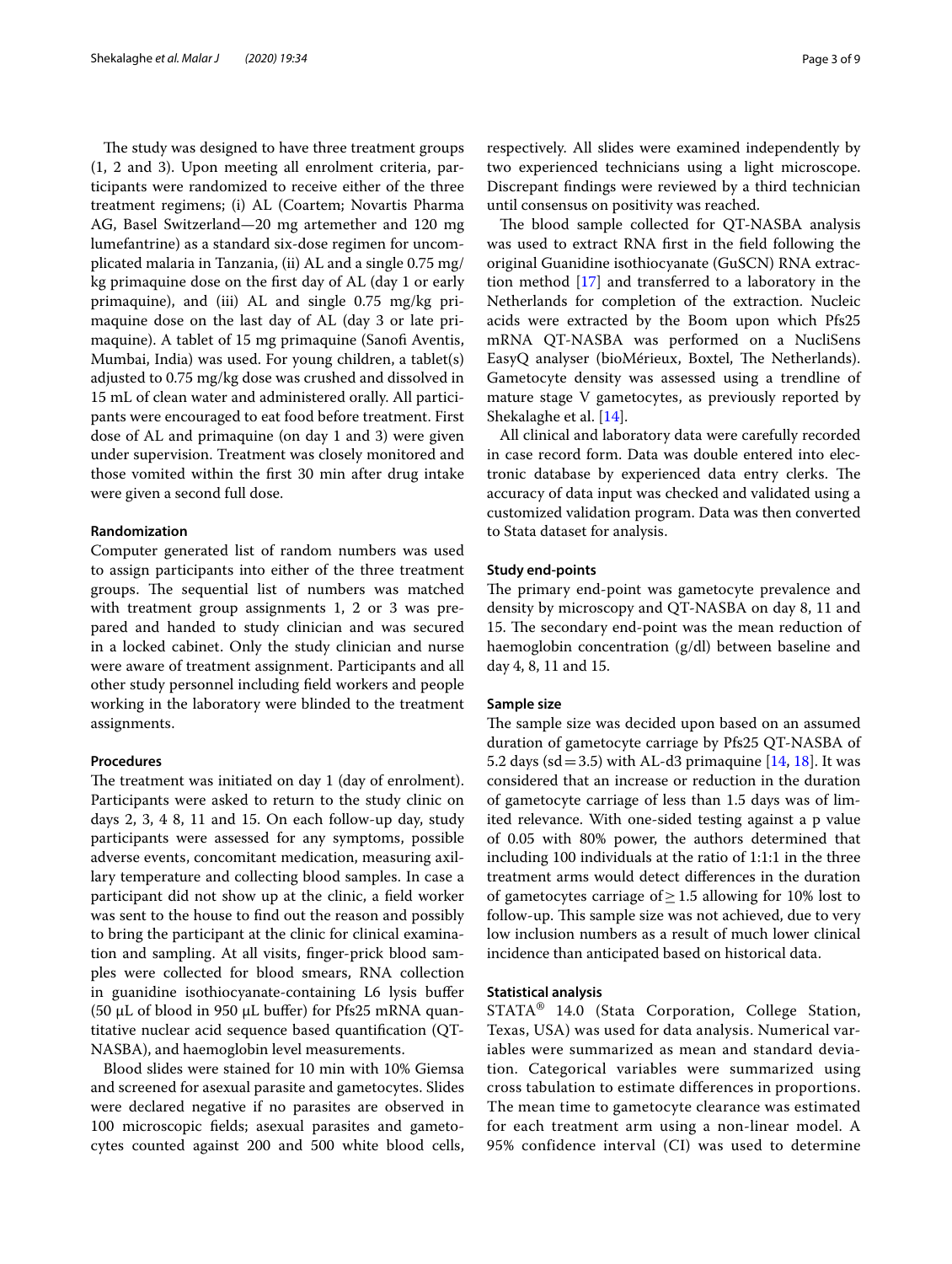The study was designed to have three treatment groups (1, 2 and 3). Upon meeting all enrolment criteria, participants were randomized to receive either of the three treatment regimens; (i) AL (Coartem; Novartis Pharma AG, Basel Switzerland—20 mg artemether and 120 mg lumefantrine) as a standard six-dose regimen for uncomplicated malaria in Tanzania, (ii) AL and a single 0.75 mg/kg primaquine dose on the first day of AL (day 1 or early primaquine), and (iii) AL and single 0.75 mg/kg primaquine dose on the last day of AL (day 3 or late primaquine). A tablet of 15 mg primaquine (Sanofi Aventis, Mumbai, India) was used. For young children, a tablet(s) adjusted to 0.75 mg/kg dose was crushed and dissolved in 15 mL of clean water and administered orally. All participants were encouraged to eat food before treatment. First dose of AL and primaquine (on day 1 and 3) were given under supervision. Treatment was closely monitored and those vomited within the first 30 min after drug intake were given a second full dose.

### Randomization

Computer generated list of random numbers was used to assign participants into either of the three treatment groups. The sequential list of numbers was matched with treatment group assignments 1, 2 or 3 was prepared and handed to study clinician and was secured in a locked cabinet. Only the study clinician and nurse were aware of treatment assignment. Participants and all other study personnel including field workers and people working in the laboratory were blinded to the treatment assignments.

### Procedures

The treatment was initiated on day 1 (day of enrolment). Participants were asked to return to the study clinic on days 2, 3, 4 8, 11 and 15. On each follow-up day, study participants were assessed for any symptoms, possible adverse events, concomitant medication, measuring axillary temperature and collecting blood samples. In case a participant did not show up at the clinic, a field worker was sent to the house to find out the reason and possibly to bring the participant at the clinic for clinical examination and sampling. At all visits, finger-prick blood samples were collected for blood smears, RNA collection in guanidine isothiocyanate-containing L6 lysis buffer (50 µL of blood in 950 µL buffer) for Pfs25 mRNA quantitative nuclear acid sequence based quantification (QT-NASBA), and haemoglobin level measurements.

Blood slides were stained for 10 min with 10% Giemsa and screened for asexual parasite and gametocytes. Slides were declared negative if no parasites are observed in 100 microscopic fields; asexual parasites and gametocytes counted against 200 and 500 white blood cells, respectively. All slides were examined independently by two experienced technicians using a light microscope. Discrepant findings were reviewed by a third technician until consensus on positivity was reached.

The blood sample collected for QT-NASBA analysis was used to extract RNA first in the field following the original Guanidine isothiocyanate (GuSCN) RNA extraction method [17] and transferred to a laboratory in the Netherlands for completion of the extraction. Nucleic acids were extracted by the Boom upon which Pfs25 mRNA QT-NASBA was performed on a NucliSens EasyQ analyser (bioMérieux, Boxtel, The Netherlands). Gametocyte density was assessed using a trendline of mature stage V gametocytes, as previously reported by Shekalaghe et al. [14].

All clinical and laboratory data were carefully recorded in case record form. Data was double entered into electronic database by experienced data entry clerks. The accuracy of data input was checked and validated using a customized validation program. Data was then converted to Stata dataset for analysis.

### Study end-points

The primary end-point was gametocyte prevalence and density by microscopy and QT-NASBA on day 8, 11 and 15. The secondary end-point was the mean reduction of haemoglobin concentration (g/dl) between baseline and day 4, 8, 11 and 15.

### Sample size

The sample size was decided upon based on an assumed duration of gametocyte carriage by Pfs25 QT-NASBA of 5.2 days (sd = 3.5) with AL-d3 primaquine [14, 18]. It was considered that an increase or reduction in the duration of gametocyte carriage of less than 1.5 days was of limited relevance. With one-sided testing against a p value of 0.05 with 80% power, the authors determined that including 100 individuals at the ratio of 1:1:1 in the three treatment arms would detect differences in the duration of gametocytes carriage of $\geq 1.5$ allowing for 10% lost to follow-up. This sample size was not achieved, due to very low inclusion numbers as a result of much lower clinical incidence than anticipated based on historical data.

### Statistical analysis

STATA® 14.0 (Stata Corporation, College Station, Texas, USA) was used for data analysis. Numerical variables were summarized as mean and standard deviation. Categorical variables were summarized using cross tabulation to estimate differences in proportions. The mean time to gametocyte clearance was estimated for each treatment arm using a non-linear model. A 95% confidence interval (CI) was used to determine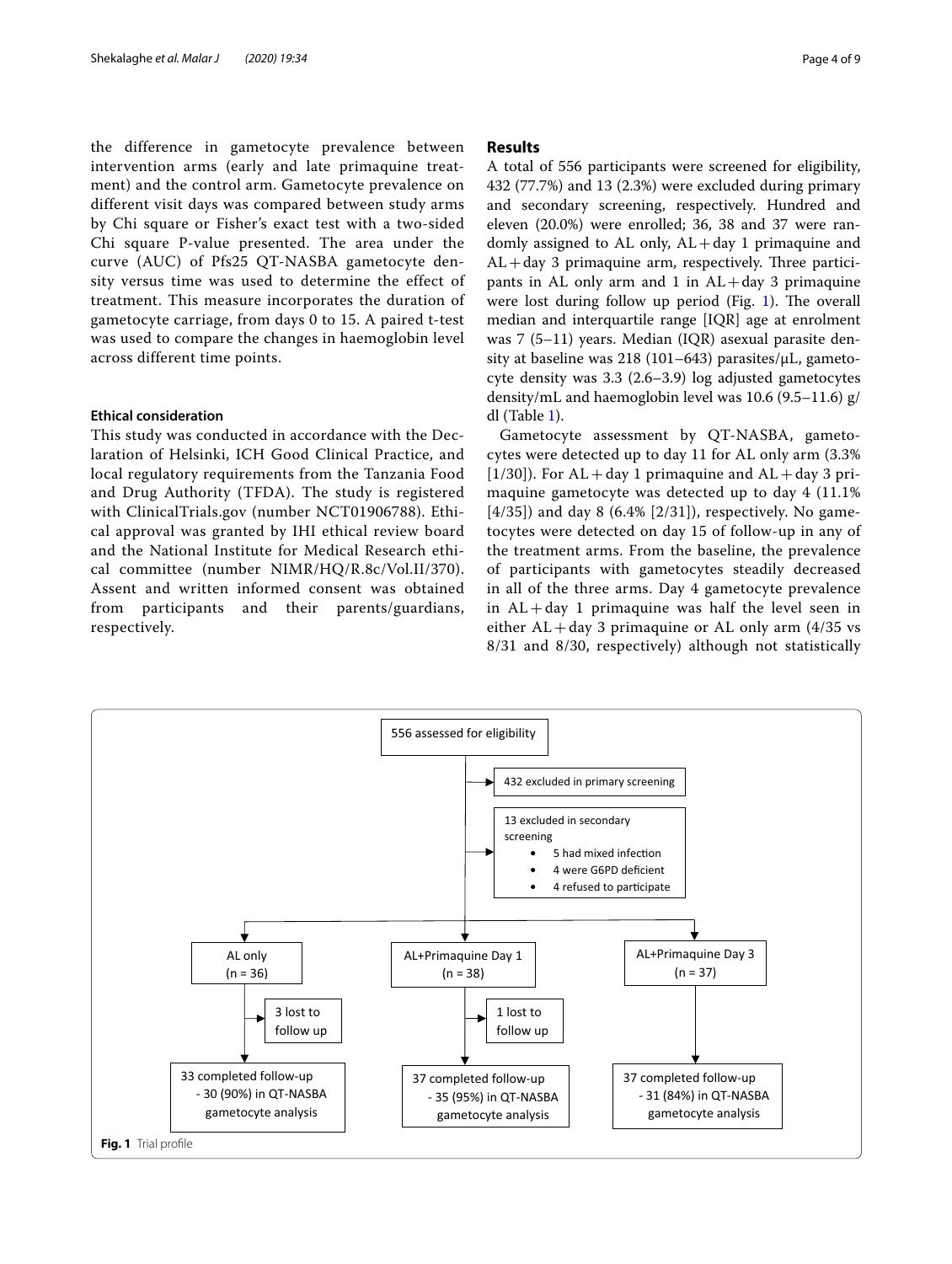the difference in gametocyte prevalence between intervention arms (early and late primaquine treatment) and the control arm. Gametocyte prevalence on different visit days was compared between study arms by Chi square or Fisher's exact test with a two-sided Chi square P-value presented. The area under the curve (AUC) of Pfs25 QT-NASBA gametocyte density versus time was used to determine the effect of treatment. This measure incorporates the duration of gametocyte carriage, from days 0 to 15. A paired t-test was used to compare the changes in haemoglobin level across different time points.

### Ethical consideration

This study was conducted in accordance with the Declaration of Helsinki, ICH Good Clinical Practice, and local regulatory requirements from the Tanzania Food and Drug Authority (TFDA). The study is registered with ClinicalTrials.gov (number NCT01906788). Ethical approval was granted by IHI ethical review board and the National Institute for Medical Research ethical committee (number NIMR/HQ/R.8c/Vol.II/370). Assent and written informed consent was obtained from participants and their parents/guardians, respectively.

## Results

A total of 556 participants were screened for eligibility, 432 (77.7%) and 13 (2.3%) were excluded during primary and secondary screening, respectively. Hundred and eleven (20.0%) were enrolled; 36, 38 and 37 were randomly assigned to AL only, AL + day 1 primaquine and AL + day 3 primaquine arm, respectively. Three participants in AL only arm and 1 in AL + day 3 primaquine were lost during follow up period (Fig. 1). The overall median and interquartile range [IQR] age at enrolment was 7 (5–11) years. Median (IQR) asexual parasite density at baseline was 218 (101–643) parasites/μL, gametocyte density was 3.3 (2.6–3.9) log adjusted gametocytes density/mL and haemoglobin level was 10.6 (9.5–11.6) g/dl (Table 1).

Gametocyte assessment by QT-NASBA, gametocytes were detected up to day 11 for AL only arm (3.3% [1/30]). For AL + day 1 primaquine and AL + day 3 primaquine gametocyte was detected up to day 4 (11.1% [4/35]) and day 8 (6.4% [2/31]), respectively. No gametocytes were detected on day 15 of follow-up in any of the treatment arms. From the baseline, the prevalence of participants with gametocytes steadily decreased in all of the three arms. Day 4 gametocyte prevalence in AL + day 1 primaquine was half the level seen in either AL + day 3 primaquine or AL only arm (4/35 vs 8/31 and 8/30, respectively) although not statistically

556 assessed for eligibility

- 432 excluded in primary screening
- 13 excluded in secondary screening
  - 5 had mixed infection
  - 4 were G6PD deficient
  - 4 refused to participate

| AL only (n = 36) | AL+Primaquine Day 1 (n = 38) | AL+Primaquine Day 3 (n = 37) |
| --- | --- | --- |
| 3 lost to follow up | 1 lost to follow up | |
| 33 completed follow-up - 30 (90%) in QT-NASBA gametocyte analysis | 37 completed follow-up - 35 (95%) in QT-NASBA gametocyte analysis | 37 completed follow-up - 31 (84%) in QT-NASBA gametocyte analysis |

**Fig. 1** Trial profile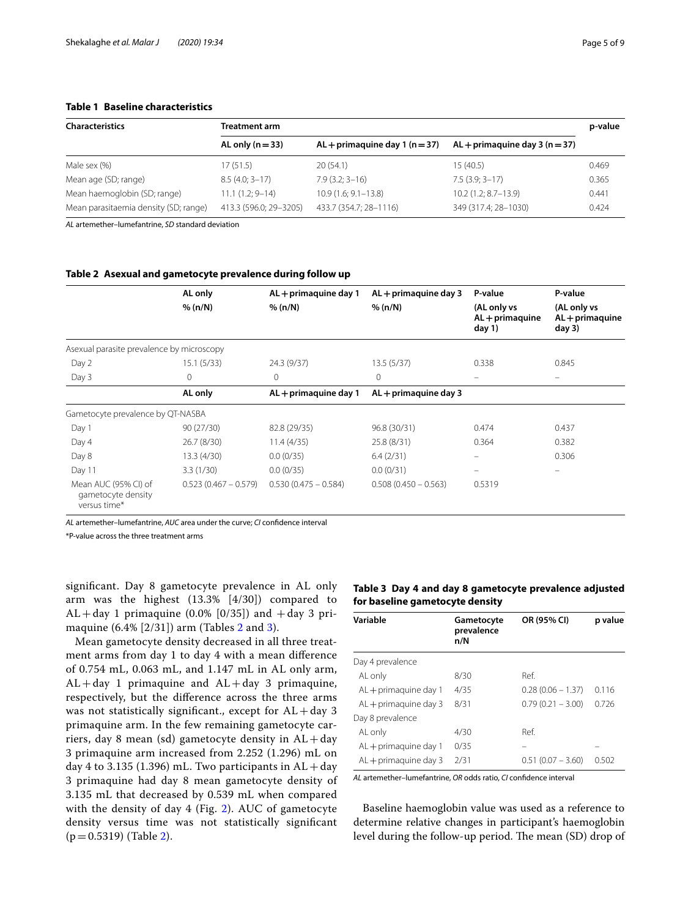**Table 1 Baseline characteristics**

| Characteristics | Treatment arm | | | p-value |
|---|---|---|---|---|
| | AL only (n = 33) | AL + primaquine day 1 (n = 37) | AL + primaquine day 3 (n = 37) | |
| Male sex (%) | 17 (51.5) | 20 (54.1) | 15 (40.5) | 0.469 |
| Mean age (SD; range) | 8.5 (4.0; 3–17) | 7.9 (3.2; 3–16) | 7.5 (3.9; 3–17) | 0.365 |
| Mean haemoglobin (SD; range) | 11.1 (1.2; 9–14) | 10.9 (1.6; 9.1–13.8) | 10.2 (1.2; 8.7–13.9) | 0.441 |
| Mean parasitaemia density (SD; range) | 413.3 (596.0; 29–3205) | 433.7 (354.7; 28–1116) | 349 (317.4; 28–1030) | 0.424 |

*AL* artemether–lumefantrine, *SD* standard deviation

**Table 2 Asexual and gametocyte prevalence during follow up**

| | AL only % (n/N) | AL + primaquine day 1 % (n/N) | AL + primaquine day 3 % (n/N) | P-value (AL only vs AL + primaquine day 1) | P-value (AL only vs AL + primaquine day 3) |
|---|---|---|---|---|---|
| Asexual parasite prevalence by microscopy | | | | | |
| Day 2 | 15.1 (5/33) | 24.3 (9/37) | 13.5 (5/37) | 0.338 | 0.845 |
| Day 3 | 0 | 0 | 0 | – | – |
| | **AL only** | **AL + primaquine day 1** | **AL + primaquine day 3** | | |
| Gametocyte prevalence by QT-NASBA | | | | | |
| Day 1 | 90 (27/30) | 82.8 (29/35) | 96.8 (30/31) | 0.474 | 0.437 |
| Day 4 | 26.7 (8/30) | 11.4 (4/35) | 25.8 (8/31) | 0.364 | 0.382 |
| Day 8 | 13.3 (4/30) | 0.0 (0/35) | 6.4 (2/31) | – | 0.306 |
| Day 11 | 3.3 (1/30) | 0.0 (0/35) | 0.0 (0/31) | – | – |
| Mean AUC (95% CI) of gametocyte density versus time* | 0.523 (0.467 – 0.579) | 0.530 (0.475 – 0.584) | 0.508 (0.450 – 0.563) | 0.5319 | |

*AL* artemether–lumefantrine, *AUC* area under the curve; *CI* confidence interval

*P-value across the three treatment arms

significant. Day 8 gametocyte prevalence in AL only arm was the highest (13.3% [4/30]) compared to AL + day 1 primaquine (0.0% [0/35]) and + day 3 primaquine (6.4% [2/31]) arm (Tables 2 and 3).

Mean gametocyte density decreased in all three treatment arms from day 1 to day 4 with a mean difference of 0.754 mL, 0.063 mL, and 1.147 mL in AL only arm, AL + day 1 primaquine and AL + day 3 primaquine, respectively, but the difference across the three arms was not statistically significant., except for AL + day 3 primaquine arm. In the few remaining gametocyte carriers, day 8 mean (sd) gametocyte density in AL + day 3 primaquine arm increased from 2.252 (1.296) mL on day 4 to 3.135 (1.396) mL. Two participants in AL + day 3 primaquine had day 8 mean gametocyte density of 3.135 mL that decreased by 0.539 mL when compared with the density of day 4 (Fig. 2). AUC of gametocyte density versus time was not statistically significant (p = 0.5319) (Table 2).

**Table 3 Day 4 and day 8 gametocyte prevalence adjusted for baseline gametocyte density**

| Variable | Gametocyte prevalence n/N | OR (95% CI) | p value |
|---|---|---|---|
| Day 4 prevalence | | | |
| AL only | 8/30 | Ref. | |
| AL + primaquine day 1 | 4/35 | 0.28 (0.06 – 1.37) | 0.116 |
| AL + primaquine day 3 | 8/31 | 0.79 (0.21 – 3.00) | 0.726 |
| Day 8 prevalence | | | |
| AL only | 4/30 | Ref. | |
| AL + primaquine day 1 | 0/35 | – | – |
| AL + primaquine day 3 | 2/31 | 0.51 (0.07 – 3.60) | 0.502 |

*AL* artemether–lumefantrine, *OR* odds ratio, *CI* confidence interval

Baseline haemoglobin value was used as a reference to determine relative changes in participant's haemoglobin level during the follow-up period. The mean (SD) drop of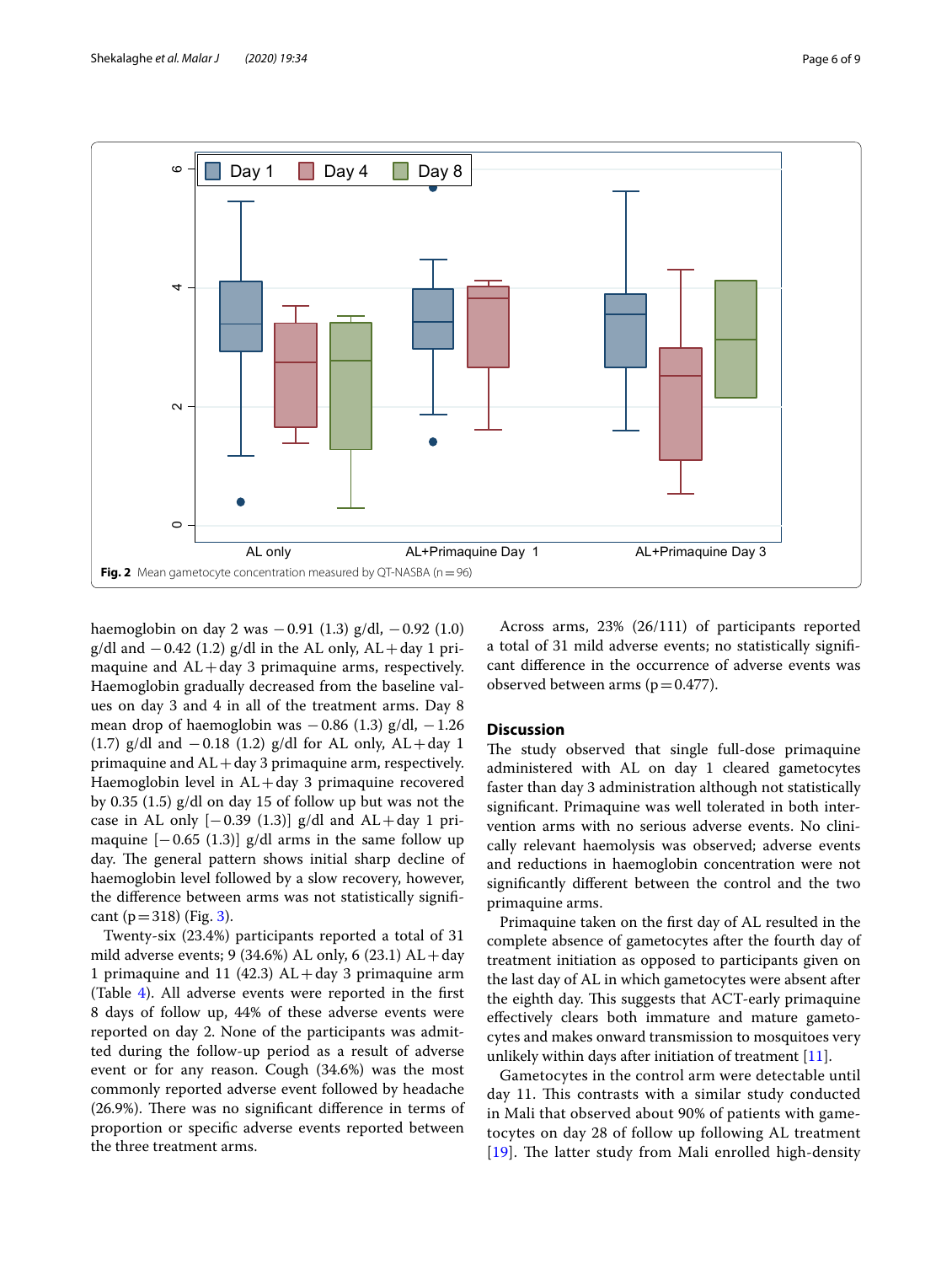Fig. 2 Mean gametocyte concentration measured by QT-NASBA (n = 96)

haemoglobin on day 2 was −0.91 (1.3) g/dl, −0.92 (1.0) g/dl and −0.42 (1.2) g/dl in the AL only, AL + day 1 primaquine and AL + day 3 primaquine arms, respectively. Haemoglobin gradually decreased from the baseline values on day 3 and 4 in all of the treatment arms. Day 8 mean drop of haemoglobin was −0.86 (1.3) g/dl, −1.26 (1.7) g/dl and −0.18 (1.2) g/dl for AL only, AL + day 1 primaquine and AL + day 3 primaquine arm, respectively. Haemoglobin level in AL + day 3 primaquine recovered by 0.35 (1.5) g/dl on day 15 of follow up but was not the case in AL only [−0.39 (1.3)] g/dl and AL + day 1 primaquine [−0.65 (1.3)] g/dl arms in the same follow up day. The general pattern shows initial sharp decline of haemoglobin level followed by a slow recovery, however, the difference between arms was not statistically significant (p = 318) (Fig. 3).

Twenty-six (23.4%) participants reported a total of 31 mild adverse events; 9 (34.6%) AL only, 6 (23.1) AL + day 1 primaquine and 11 (42.3) AL + day 3 primaquine arm (Table 4). All adverse events were reported in the first 8 days of follow up, 44% of these adverse events were reported on day 2. None of the participants was admitted during the follow-up period as a result of adverse event or for any reason. Cough (34.6%) was the most commonly reported adverse event followed by headache (26.9%). There was no significant difference in terms of proportion or specific adverse events reported between the three treatment arms.

Across arms, 23% (26/111) of participants reported a total of 31 mild adverse events; no statistically significant difference in the occurrence of adverse events was observed between arms (p = 0.477).

## Discussion

The study observed that single full-dose primaquine administered with AL on day 1 cleared gametocytes faster than day 3 administration although not statistically significant. Primaquine was well tolerated in both intervention arms with no serious adverse events. No clinically relevant haemolysis was observed; adverse events and reductions in haemoglobin concentration were not significantly different between the control and the two primaquine arms.

Primaquine taken on the first day of AL resulted in the complete absence of gametocytes after the fourth day of treatment initiation as opposed to participants given on the last day of AL in which gametocytes were absent after the eighth day. This suggests that ACT-early primaquine effectively clears both immature and mature gametocytes and makes onward transmission to mosquitoes very unlikely within days after initiation of treatment [11].

Gametocytes in the control arm were detectable until day 11. This contrasts with a similar study conducted in Mali that observed about 90% of patients with gametocytes on day 28 of follow up following AL treatment [19]. The latter study from Mali enrolled high-density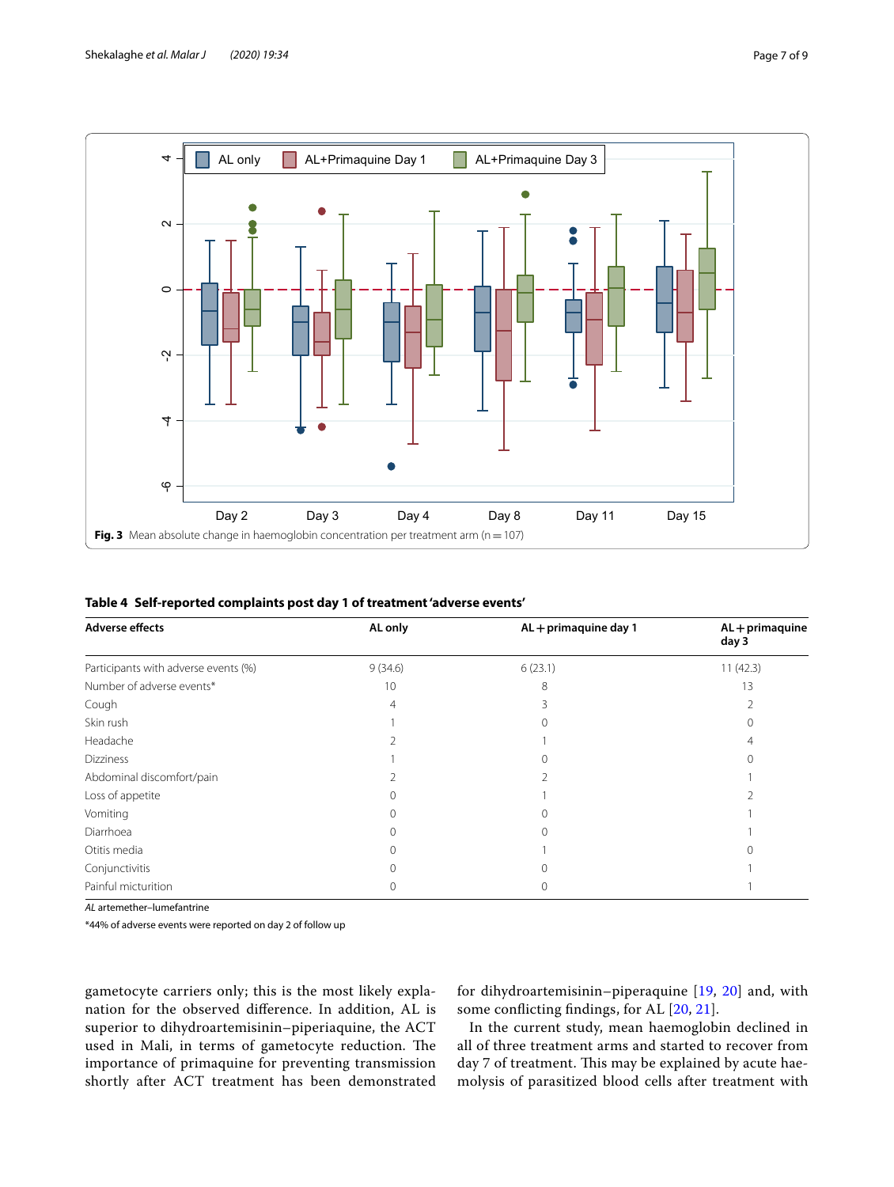Fig. 3 Mean absolute change in haemoglobin concentration per treatment arm (n = 107)

**Table 4 Self-reported complaints post day 1 of treatment 'adverse events'**

| Adverse effects | AL only | AL + primaquine day 1 | AL + primaquine day 3 |
|---|---|---|---|
| Participants with adverse events (%) | 9 (34.6) | 6 (23.1) | 11 (42.3) |
| Number of adverse events* | 10 | 8 | 13 |
| Cough | 4 | 3 | 2 |
| Skin rush | 1 | 0 | 0 |
| Headache | 2 | 1 | 4 |
| Dizziness | 1 | 0 | 0 |
| Abdominal discomfort/pain | 2 | 2 | 1 |
| Loss of appetite | 0 | 1 | 2 |
| Vomiting | 0 | 0 | 1 |
| Diarrhoea | 0 | 0 | 1 |
| Otitis media | 0 | 1 | 0 |
| Conjunctivitis | 0 | 0 | 1 |
| Painful micturition | 0 | 0 | 1 |

*AL* artemether–lumefantrine

*44% of adverse events were reported on day 2 of follow up

gametocyte carriers only; this is the most likely explanation for the observed difference. In addition, AL is superior to dihydroartemisinin–piperiaquine, the ACT used in Mali, in terms of gametocyte reduction. The importance of primaquine for preventing transmission shortly after ACT treatment has been demonstrated for dihydroartemisinin–piperaquine [19, 20] and, with some conflicting findings, for AL [20, 21].

In the current study, mean haemoglobin declined in all of three treatment arms and started to recover from day 7 of treatment. This may be explained by acute haemolysis of parasitized blood cells after treatment with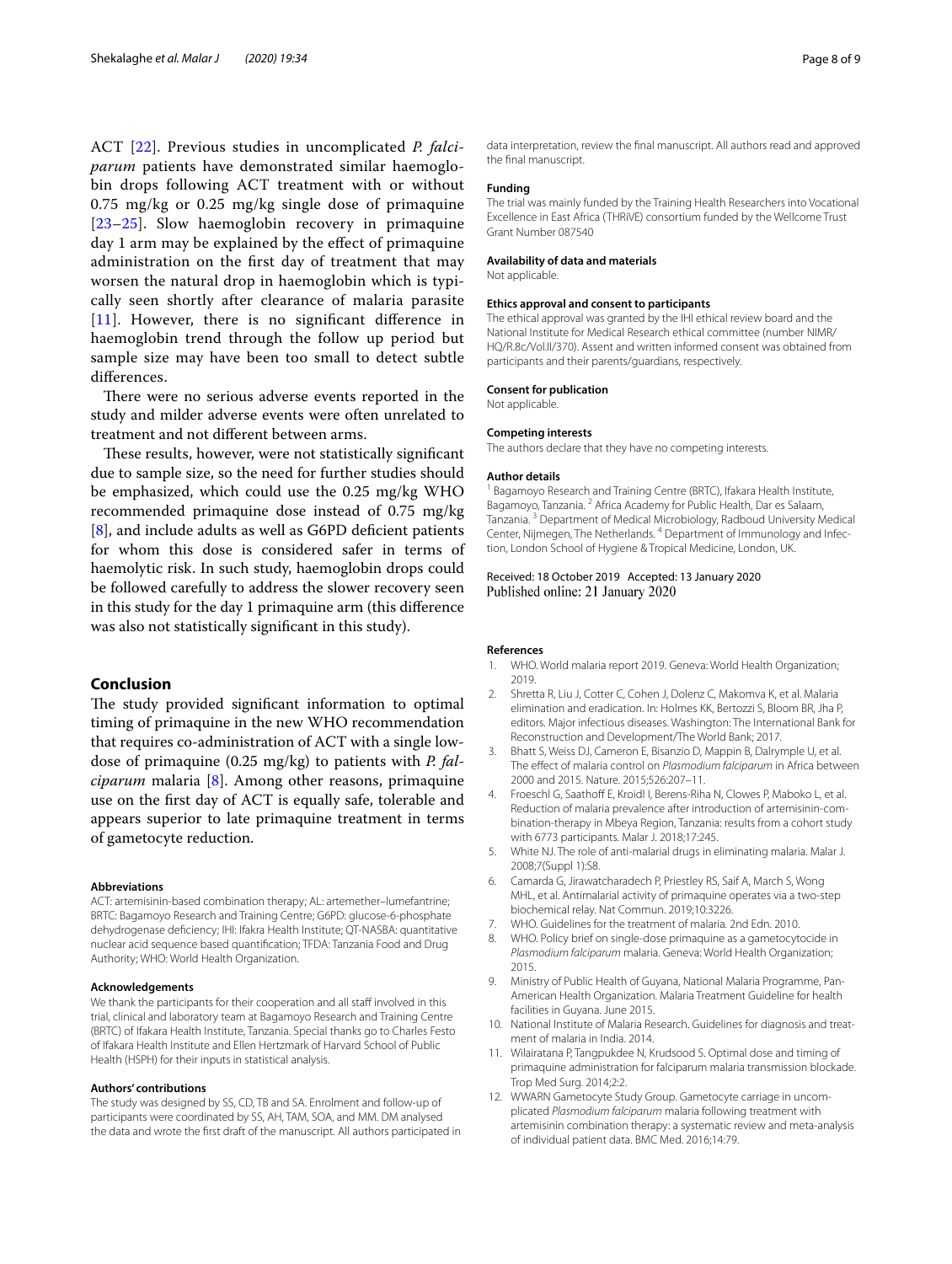ACT [22]. Previous studies in uncomplicated *P. falciparum* patients have demonstrated similar haemoglobin drops following ACT treatment with or without 0.75 mg/kg or 0.25 mg/kg single dose of primaquine [23–25]. Slow haemoglobin recovery in primaquine day 1 arm may be explained by the effect of primaquine administration on the first day of treatment that may worsen the natural drop in haemoglobin which is typically seen shortly after clearance of malaria parasite [11]. However, there is no significant difference in haemoglobin trend through the follow up period but sample size may have been too small to detect subtle differences.

There were no serious adverse events reported in the study and milder adverse events were often unrelated to treatment and not different between arms.

These results, however, were not statistically significant due to sample size, so the need for further studies should be emphasized, which could use the 0.25 mg/kg WHO recommended primaquine dose instead of 0.75 mg/kg [8], and include adults as well as G6PD deficient patients for whom this dose is considered safer in terms of haemolytic risk. In such study, haemoglobin drops could be followed carefully to address the slower recovery seen in this study for the day 1 primaquine arm (this difference was also not statistically significant in this study).

## Conclusion

The study provided significant information to optimal timing of primaquine in the new WHO recommendation that requires co-administration of ACT with a single low-dose of primaquine (0.25 mg/kg) to patients with *P. falciparum* malaria [8]. Among other reasons, primaquine use on the first day of ACT is equally safe, tolerable and appears superior to late primaquine treatment in terms of gametocyte reduction.

#### Abbreviations

ACT: artemisinin-based combination therapy; AL: artemether–lumefantrine; BRTC: Bagamoyo Research and Training Centre; G6PD: glucose-6-phosphate dehydrogenase deficiency; IHI: Ifakra Health Institute; QT-NASBA: quantitative nuclear acid sequence based quantification; TFDA: Tanzania Food and Drug Authority; WHO: World Health Organization.

#### Acknowledgements

We thank the participants for their cooperation and all staff involved in this trial, clinical and laboratory team at Bagamoyo Research and Training Centre (BRTC) of Ifakara Health Institute, Tanzania. Special thanks go to Charles Festo of Ifakara Health Institute and Ellen Hertzmark of Harvard School of Public Health (HSPH) for their inputs in statistical analysis.

#### Authors' contributions

The study was designed by SS, CD, TB and SA. Enrolment and follow-up of participants were coordinated by SS, AH, TAM, SOA, and MM. DM analysed the data and wrote the first draft of the manuscript. All authors participated in data interpretation, review the final manuscript. All authors read and approved the final manuscript.

#### Funding

The trial was mainly funded by the Training Health Researchers into Vocational Excellence in East Africa (THRiVE) consortium funded by the Wellcome Trust Grant Number 087540

#### Availability of data and materials

Not applicable.

#### Ethics approval and consent to participants

The ethical approval was granted by the IHI ethical review board and the National Institute for Medical Research ethical committee (number NIMR/HQ/R.8c/Vol.II/370). Assent and written informed consent was obtained from participants and their parents/guardians, respectively.

#### Consent for publication

Not applicable.

#### Competing interests

The authors declare that they have no competing interests.

#### Author details

[1] Bagamoyo Research and Training Centre (BRTC), Ifakara Health Institute, Bagamoyo, Tanzania. [2] Africa Academy for Public Health, Dar es Salaam, Tanzania. [3] Department of Medical Microbiology, Radboud University Medical Center, Nijmegen, The Netherlands. [4] Department of Immunology and Infection, London School of Hygiene & Tropical Medicine, London, UK.

Received: 18 October 2019 Accepted: 13 January 2020
Published online: 21 January 2020

#### References

1. WHO. World malaria report 2019. Geneva: World Health Organization; 2019.
2. Shretta R, Liu J, Cotter C, Cohen J, Dolenz C, Makomva K, et al. Malaria elimination and eradication. In: Holmes KK, Bertozzi S, Bloom BR, Jha P, editors. Major infectious diseases. Washington: The International Bank for Reconstruction and Development/The World Bank; 2017.
3. Bhatt S, Weiss DJ, Cameron E, Bisanzio D, Mappin B, Dalrymple U, et al. The effect of malaria control on *Plasmodium falciparum* in Africa between 2000 and 2015. Nature. 2015;526:207–11.
4. Froeschl G, Saathoff E, Kroidl I, Berens-Riha N, Clowes P, Maboko L, et al. Reduction of malaria prevalence after introduction of artemisinin-combination-therapy in Mbeya Region, Tanzania: results from a cohort study with 6773 participants. Malar J. 2018;17:245.
5. White NJ. The role of anti-malarial drugs in eliminating malaria. Malar J. 2008;7(Suppl 1):S8.
6. Camarda G, Jirawatcharadech P, Priestley RS, Saif A, March S, Wong MHL, et al. Antimalarial activity of primaquine operates via a two-step biochemical relay. Nat Commun. 2019;10:3226.
7. WHO. Guidelines for the treatment of malaria. 2nd Edn. 2010.
8. WHO. Policy brief on single-dose primaquine as a gametocytocide in *Plasmodium falciparum* malaria. Geneva: World Health Organization; 2015.
9. Ministry of Public Health of Guyana, National Malaria Programme, Pan-American Health Organization. Malaria Treatment Guideline for health facilities in Guyana. June 2015.
10. National Institute of Malaria Research. Guidelines for diagnosis and treatment of malaria in India. 2014.
11. Wilairatana P, Tangpukdee N, Krudsood S. Optimal dose and timing of primaquine administration for falciparum malaria transmission blockade. Trop Med Surg. 2014;2:2.
12. WWARN Gametocyte Study Group. Gametocyte carriage in uncomplicated *Plasmodium falciparum* malaria following treatment with artemisinin combination therapy: a systematic review and meta-analysis of individual patient data. BMC Med. 2016;14:79.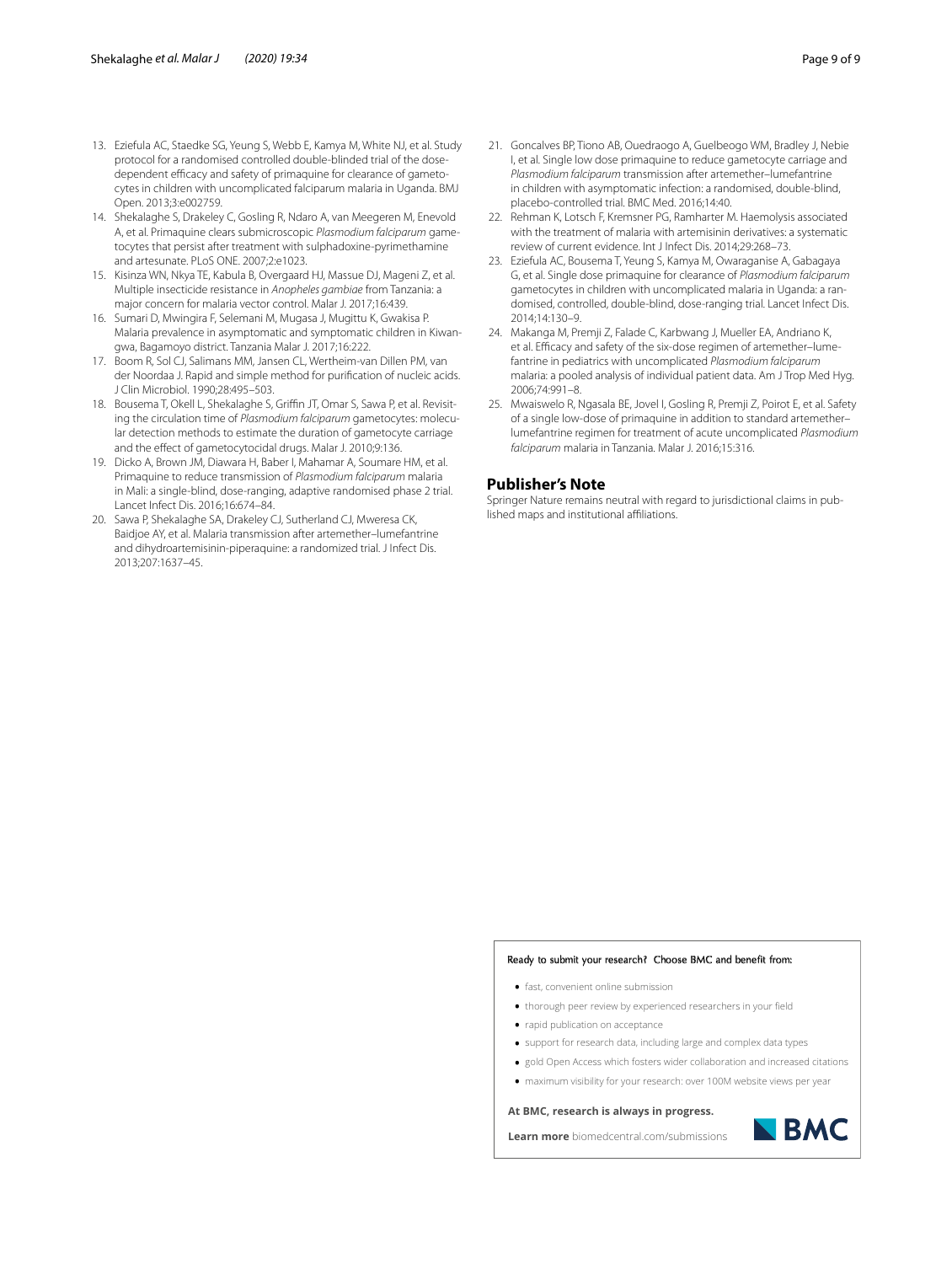13. Eziefula AC, Staedke SG, Yeung S, Webb E, Kamya M, White NJ, et al. Study protocol for a randomised controlled double-blinded trial of the dose-dependent efficacy and safety of primaquine for clearance of gametocytes in children with uncomplicated falciparum malaria in Uganda. BMJ Open. 2013;3:e002759.
14. Shekalaghe S, Drakeley C, Gosling R, Ndaro A, van Meegeren M, Enevold A, et al. Primaquine clears submicroscopic *Plasmodium falciparum* gametocytes that persist after treatment with sulphadoxine-pyrimethamine and artesunate. PLoS ONE. 2007;2:e1023.
15. Kisinza WN, Nkya TE, Kabula B, Overgaard HJ, Massue DJ, Mageni Z, et al. Multiple insecticide resistance in *Anopheles gambiae* from Tanzania: a major concern for malaria vector control. Malar J. 2017;16:439.
16. Sumari D, Mwingira F, Selemani M, Mugasa J, Mugittu K, Gwakisa P. Malaria prevalence in asymptomatic and symptomatic children in Kiwangwa, Bagamoyo district. Tanzania Malar J. 2017;16:222.
17. Boom R, Sol CJ, Salimans MM, Jansen CL, Wertheim-van Dillen PM, van der Noordaa J. Rapid and simple method for purification of nucleic acids. J Clin Microbiol. 1990;28:495–503.
18. Bousema T, Okell L, Shekalaghe S, Griffin JT, Omar S, Sawa P, et al. Revisiting the circulation time of *Plasmodium falciparum* gametocytes: molecular detection methods to estimate the duration of gametocyte carriage and the effect of gametocytocidal drugs. Malar J. 2010;9:136.
19. Dicko A, Brown JM, Diawara H, Baber I, Mahamar A, Soumare HM, et al. Primaquine to reduce transmission of *Plasmodium falciparum* malaria in Mali: a single-blind, dose-ranging, adaptive randomised phase 2 trial. Lancet Infect Dis. 2016;16:674–84.
20. Sawa P, Shekalaghe SA, Drakeley CJ, Sutherland CJ, Mweresa CK, Baidjoe AY, et al. Malaria transmission after artemether–lumefantrine and dihydroartemisinin-piperaquine: a randomized trial. J Infect Dis. 2013;207:1637–45.
21. Goncalves BP, Tiono AB, Ouedraogo A, Guelbeogo WM, Bradley J, Nebie I, et al. Single low dose primaquine to reduce gametocyte carriage and *Plasmodium falciparum* transmission after artemether–lumefantrine in children with asymptomatic infection: a randomised, double-blind, placebo-controlled trial. BMC Med. 2016;14:40.
22. Rehman K, Lotsch F, Kremsner PG, Ramharter M. Haemolysis associated with the treatment of malaria with artemisinin derivatives: a systematic review of current evidence. Int J Infect Dis. 2014;29:268–73.
23. Eziefula AC, Bousema T, Yeung S, Kamya M, Owaraganise A, Gabagaya G, et al. Single dose primaquine for clearance of *Plasmodium falciparum* gametocytes in children with uncomplicated malaria in Uganda: a randomised, controlled, double-blind, dose-ranging trial. Lancet Infect Dis. 2014;14:130–9.
24. Makanga M, Premji Z, Falade C, Karbwang J, Mueller EA, Andriano K, et al. Efficacy and safety of the six-dose regimen of artemether–lumefantrine in pediatrics with uncomplicated *Plasmodium falciparum* malaria: a pooled analysis of individual patient data. Am J Trop Med Hyg. 2006;74:991–8.
25. Mwaiswelo R, Ngasala BE, Jovel I, Gosling R, Premji Z, Poirot E, et al. Safety of a single low-dose of primaquine in addition to standard artemether–lumefantrine regimen for treatment of acute uncomplicated *Plasmodium falciparum* malaria in Tanzania. Malar J. 2016;15:316.

## Publisher's Note

Springer Nature remains neutral with regard to jurisdictional claims in published maps and institutional affiliations.

Ready to submit your research? Choose BMC and benefit from:

- fast, convenient online submission
- thorough peer review by experienced researchers in your field
- rapid publication on acceptance
- support for research data, including large and complex data types
- gold Open Access which fosters wider collaboration and increased citations
- maximum visibility for your research: over 100M website views per year

**At BMC, research is always in progress.**

**Learn more** biomedcentral.com/submissions

BMC